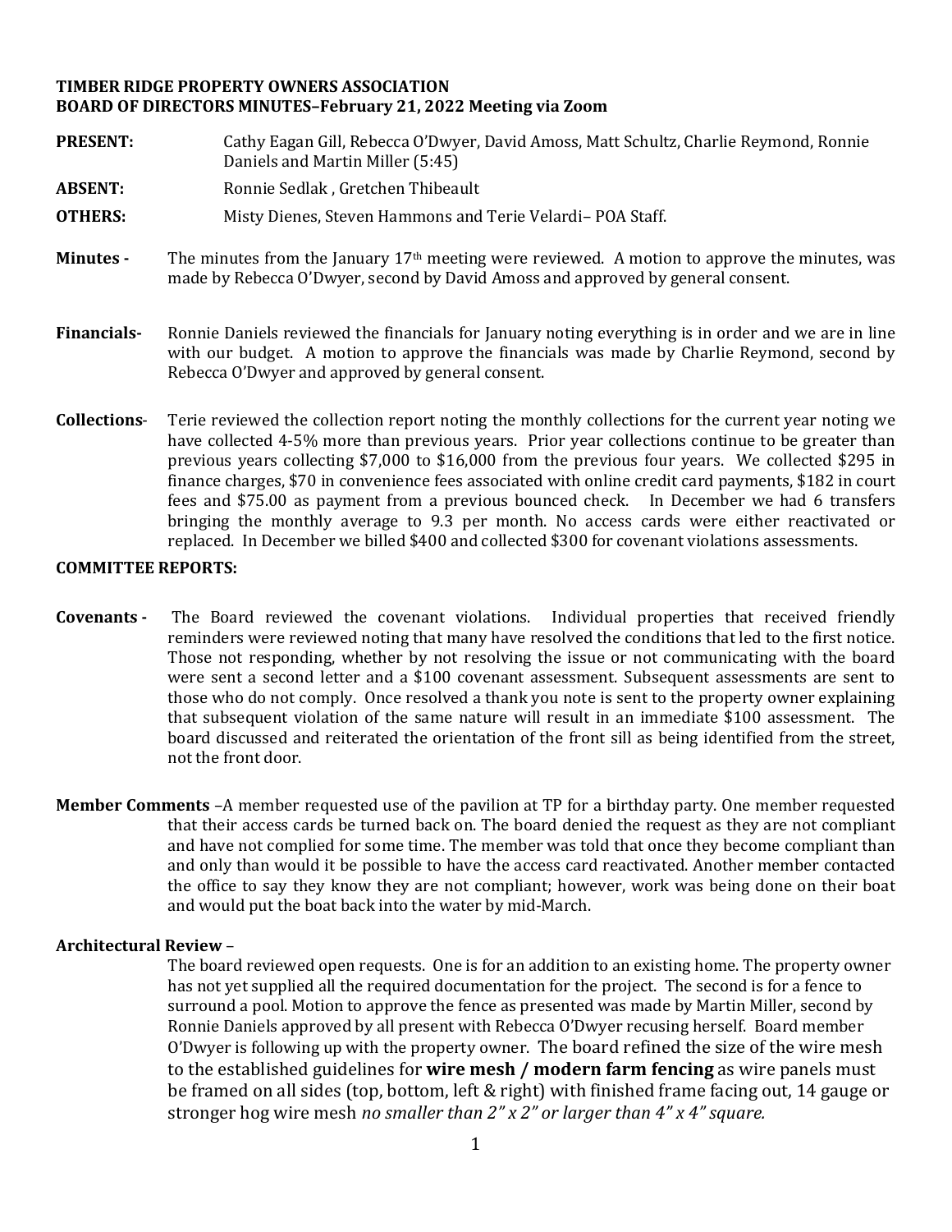**TIMBER RIDGE PROPERTY OWNERS ASSOCIATION**
**BOARD OF DIRECTORS MINUTES–February 21, 2022 Meeting via Zoom**

**PRESENT:** Cathy Eagan Gill, Rebecca O'Dwyer, David Amoss, Matt Schultz, Charlie Reymond, Ronnie Daniels and Martin Miller (5:45)

**ABSENT:** Ronnie Sedlak , Gretchen Thibeault

**OTHERS:** Misty Dienes, Steven Hammons and Terie Velardi– POA Staff.

**Minutes -** The minutes from the January 17th meeting were reviewed. A motion to approve the minutes, was made by Rebecca O'Dwyer, second by David Amoss and approved by general consent.

**Financials-** Ronnie Daniels reviewed the financials for January noting everything is in order and we are in line with our budget. A motion to approve the financials was made by Charlie Reymond, second by Rebecca O'Dwyer and approved by general consent.

**Collections**- Terie reviewed the collection report noting the monthly collections for the current year noting we have collected 4-5% more than previous years. Prior year collections continue to be greater than previous years collecting $7,000 to $16,000 from the previous four years. We collected $295 in finance charges, $70 in convenience fees associated with online credit card payments, $182 in court fees and $75.00 as payment from a previous bounced check. In December we had 6 transfers bringing the monthly average to 9.3 per month. No access cards were either reactivated or replaced. In December we billed $400 and collected $300 for covenant violations assessments.

**COMMITTEE REPORTS:**

**Covenants -** The Board reviewed the covenant violations. Individual properties that received friendly reminders were reviewed noting that many have resolved the conditions that led to the first notice. Those not responding, whether by not resolving the issue or not communicating with the board were sent a second letter and a $100 covenant assessment. Subsequent assessments are sent to those who do not comply. Once resolved a thank you note is sent to the property owner explaining that subsequent violation of the same nature will result in an immediate $100 assessment. The board discussed and reiterated the orientation of the front sill as being identified from the street, not the front door.

**Member Comments** –A member requested use of the pavilion at TP for a birthday party. One member requested that their access cards be turned back on. The board denied the request as they are not compliant and have not complied for some time. The member was told that once they become compliant than and only than would it be possible to have the access card reactivated. Another member contacted the office to say they know they are not compliant; however, work was being done on their boat and would put the boat back into the water by mid-March.

**Architectural Review** –

The board reviewed open requests. One is for an addition to an existing home. The property owner has not yet supplied all the required documentation for the project. The second is for a fence to surround a pool. Motion to approve the fence as presented was made by Martin Miller, second by Ronnie Daniels approved by all present with Rebecca O'Dwyer recusing herself. Board member O'Dwyer is following up with the property owner. The board refined the size of the wire mesh to the established guidelines for **wire mesh / modern farm fencing** as wire panels must be framed on all sides (top, bottom, left & right) with finished frame facing out, 14 gauge or stronger hog wire mesh *no smaller than 2" x 2" or larger than 4" x 4" square.*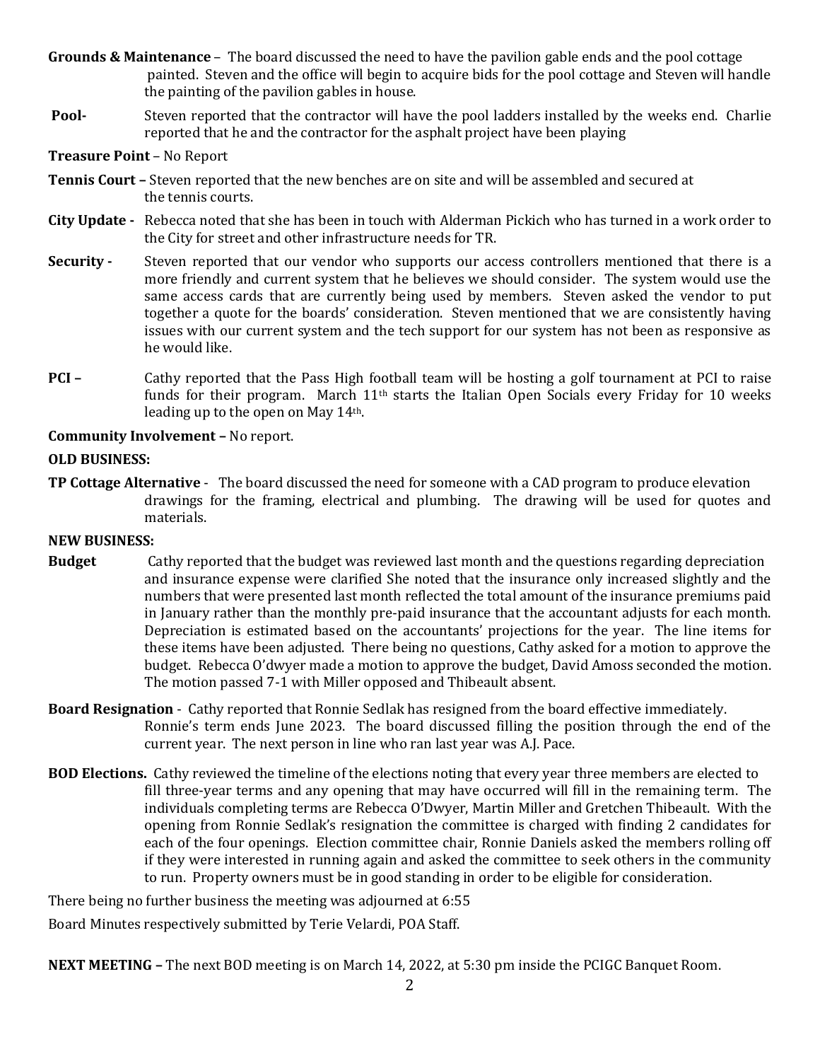**Grounds & Maintenance** – The board discussed the need to have the pavilion gable ends and the pool cottage painted. Steven and the office will begin to acquire bids for the pool cottage and Steven will handle the painting of the pavilion gables in house.

**Pool-** Steven reported that the contractor will have the pool ladders installed by the weeks end. Charlie reported that he and the contractor for the asphalt project have been playing

**Treasure Point** – No Report

**Tennis Court –** Steven reported that the new benches are on site and will be assembled and secured at the tennis courts.

**City Update -** Rebecca noted that she has been in touch with Alderman Pickich who has turned in a work order to the City for street and other infrastructure needs for TR.

**Security -** Steven reported that our vendor who supports our access controllers mentioned that there is a more friendly and current system that he believes we should consider. The system would use the same access cards that are currently being used by members. Steven asked the vendor to put together a quote for the boards' consideration. Steven mentioned that we are consistently having issues with our current system and the tech support for our system has not been as responsive as he would like.

**PCI –** Cathy reported that the Pass High football team will be hosting a golf tournament at PCI to raise funds for their program. March 11th starts the Italian Open Socials every Friday for 10 weeks leading up to the open on May 14th.

**Community Involvement –** No report.

**OLD BUSINESS:**

**TP Cottage Alternative** - The board discussed the need for someone with a CAD program to produce elevation drawings for the framing, electrical and plumbing. The drawing will be used for quotes and materials.

**NEW BUSINESS:**

**Budget** Cathy reported that the budget was reviewed last month and the questions regarding depreciation and insurance expense were clarified She noted that the insurance only increased slightly and the numbers that were presented last month reflected the total amount of the insurance premiums paid in January rather than the monthly pre-paid insurance that the accountant adjusts for each month. Depreciation is estimated based on the accountants' projections for the year. The line items for these items have been adjusted. There being no questions, Cathy asked for a motion to approve the budget. Rebecca O'dwyer made a motion to approve the budget, David Amoss seconded the motion. The motion passed 7-1 with Miller opposed and Thibeault absent.

**Board Resignation** - Cathy reported that Ronnie Sedlak has resigned from the board effective immediately. Ronnie's term ends June 2023. The board discussed filling the position through the end of the current year. The next person in line who ran last year was A.J. Pace.

**BOD Elections.** Cathy reviewed the timeline of the elections noting that every year three members are elected to fill three-year terms and any opening that may have occurred will fill in the remaining term. The individuals completing terms are Rebecca O'Dwyer, Martin Miller and Gretchen Thibeault. With the opening from Ronnie Sedlak's resignation the committee is charged with finding 2 candidates for each of the four openings. Election committee chair, Ronnie Daniels asked the members rolling off if they were interested in running again and asked the committee to seek others in the community to run. Property owners must be in good standing in order to be eligible for consideration.

There being no further business the meeting was adjourned at 6:55

Board Minutes respectively submitted by Terie Velardi, POA Staff.

**NEXT MEETING –** The next BOD meeting is on March 14, 2022, at 5:30 pm inside the PCIGC Banquet Room.